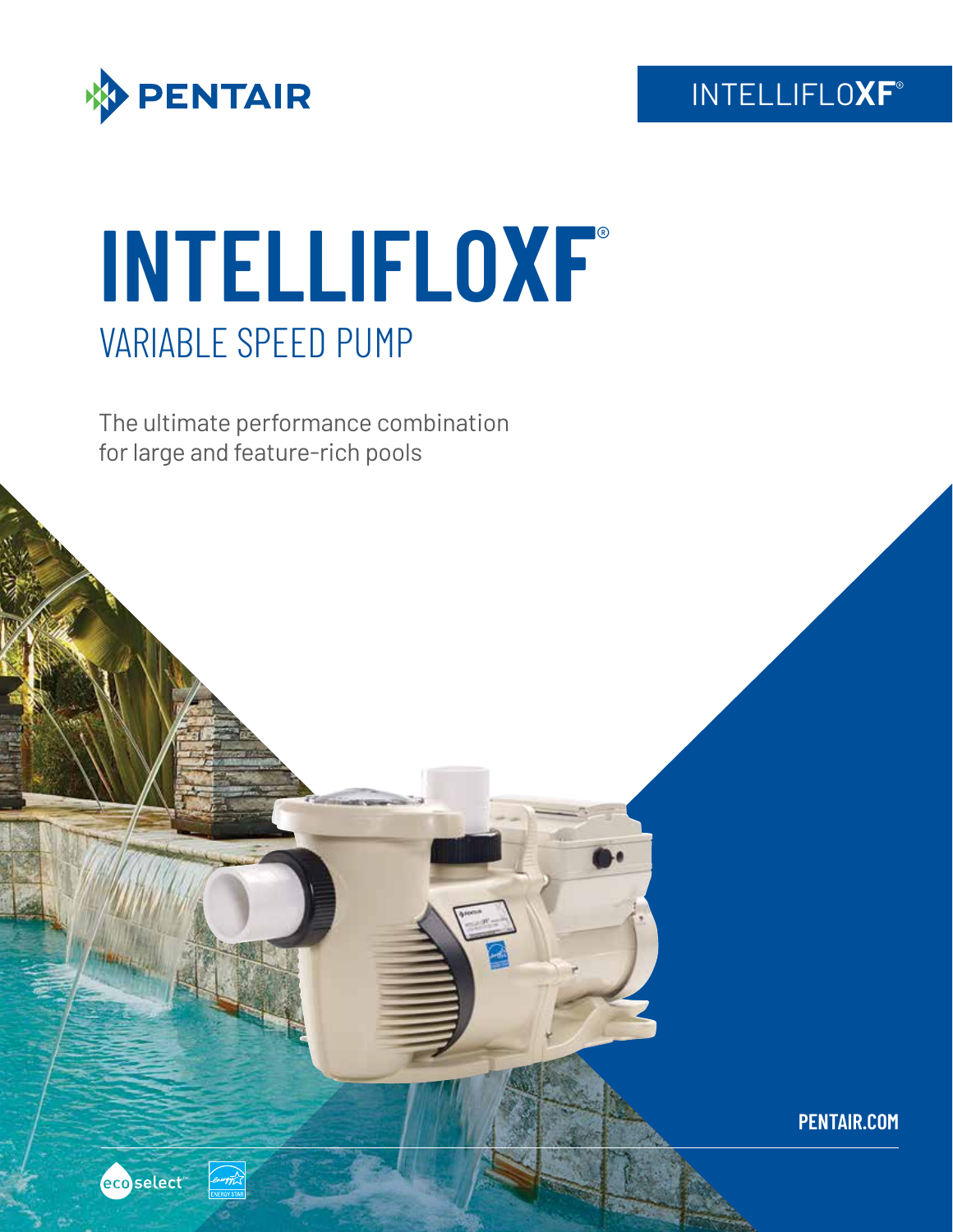PENTAIR

INTELLIFLOXF®

# INTELLIFLOXF®

## VARIABLE SPEED PUMP

The ultimate performance combination for large and feature-rich pools

PENTAIR.COM

eco select™

ENERGY STAR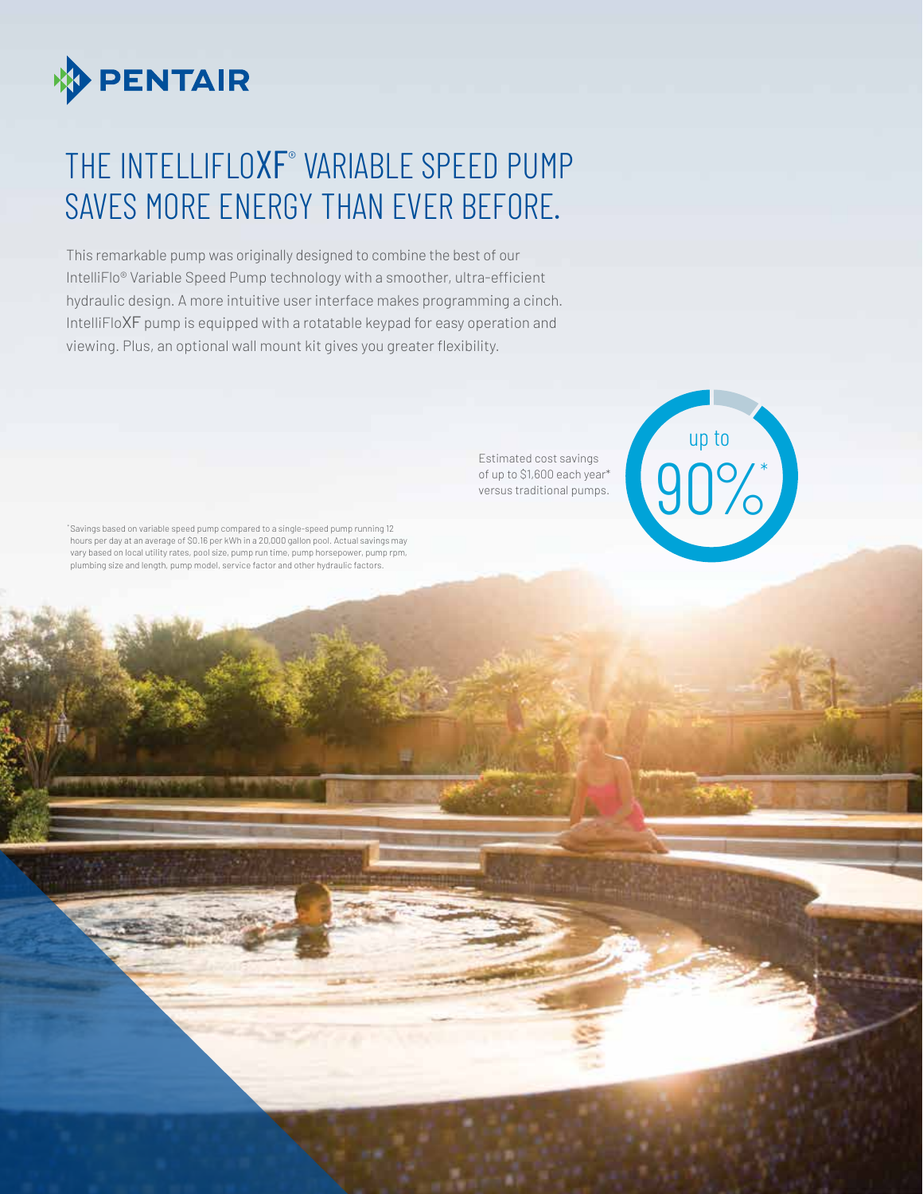PENTAIR

# THE INTELLIFLOXF® VARIABLE SPEED PUMP SAVES MORE ENERGY THAN EVER BEFORE.

This remarkable pump was originally designed to combine the best of our IntelliFlo® Variable Speed Pump technology with a smoother, ultra-efficient hydraulic design. A more intuitive user interface makes programming a cinch. IntelliFloXF pump is equipped with a rotatable keypad for easy operation and viewing. Plus, an optional wall mount kit gives you greater flexibility.

Estimated cost savings of up to $1,600 each year* versus traditional pumps.

up to 90%*

*Savings based on variable speed pump compared to a single-speed pump running 12 hours per day at an average of $0.16 per kWh in a 20,000 gallon pool. Actual savings may vary based on local utility rates, pool size, pump run time, pump horsepower, pump rpm, plumbing size and length, pump model, service factor and other hydraulic factors.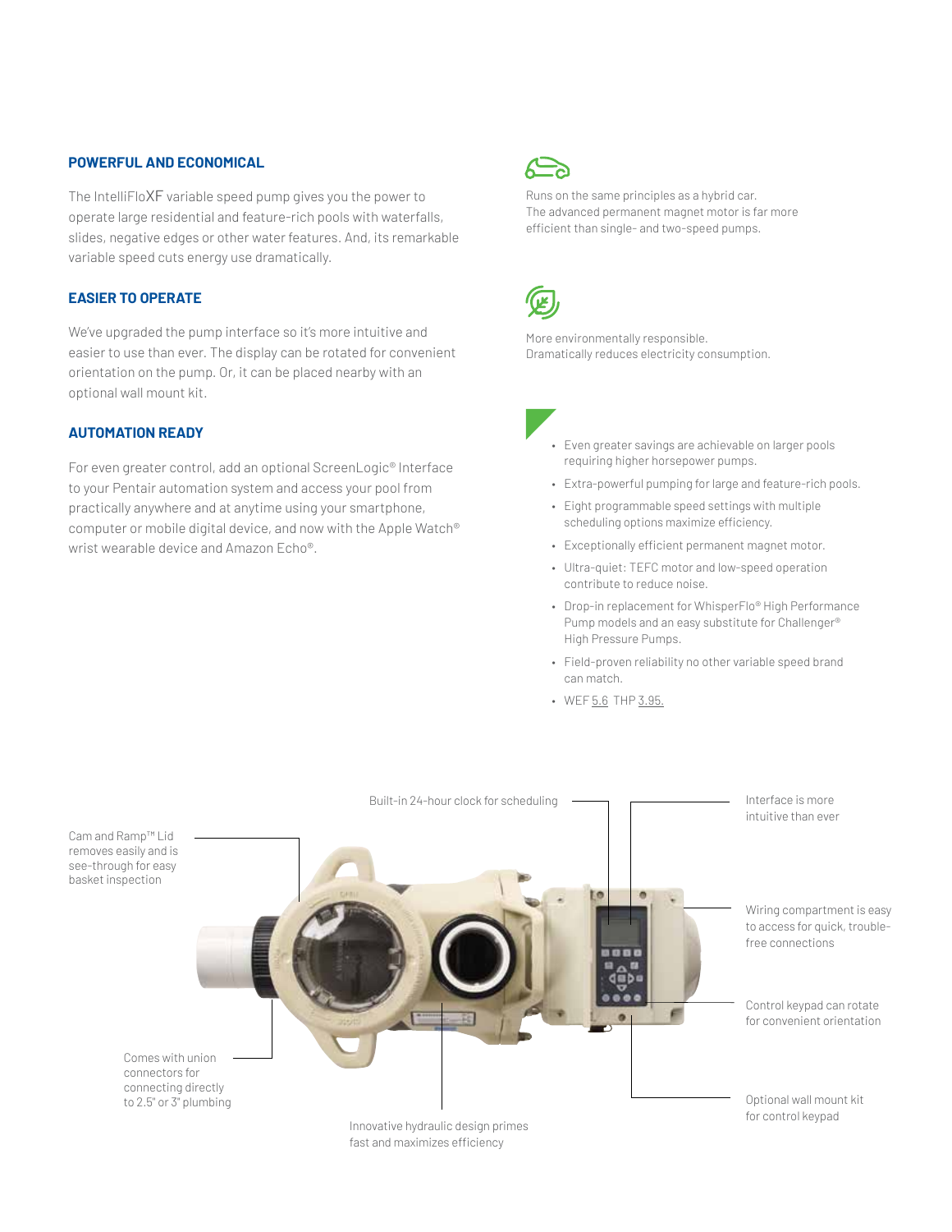## POWERFUL AND ECONOMICAL

The IntelliFloXF variable speed pump gives you the power to operate large residential and feature-rich pools with waterfalls, slides, negative edges or other water features. And, its remarkable variable speed cuts energy use dramatically.

## EASIER TO OPERATE

We've upgraded the pump interface so it's more intuitive and easier to use than ever. The display can be rotated for convenient orientation on the pump. Or, it can be placed nearby with an optional wall mount kit.

## AUTOMATION READY

For even greater control, add an optional ScreenLogic® Interface to your Pentair automation system and access your pool from practically anywhere and at anytime using your smartphone, computer or mobile digital device, and now with the Apple Watch® wrist wearable device and Amazon Echo®.

Runs on the same principles as a hybrid car. The advanced permanent magnet motor is far more efficient than single- and two-speed pumps.

More environmentally responsible. Dramatically reduces electricity consumption.

- Even greater savings are achievable on larger pools requiring higher horsepower pumps.
- Extra-powerful pumping for large and feature-rich pools.
- Eight programmable speed settings with multiple scheduling options maximize efficiency.
- Exceptionally efficient permanent magnet motor.
- Ultra-quiet: TEFC motor and low-speed operation contribute to reduce noise.
- Drop-in replacement for WhisperFlo® High Performance Pump models and an easy substitute for Challenger® High Pressure Pumps.
- Field-proven reliability no other variable speed brand can match.
- WEF 5.6 THP 3.95.

Built-in 24-hour clock for scheduling

Interface is more intuitive than ever

Cam and Ramp™ Lid removes easily and is see-through for easy basket inspection

Wiring compartment is easy to access for quick, trouble-free connections

Control keypad can rotate for convenient orientation

Comes with union connectors for connecting directly to 2.5" or 3" plumbing

Optional wall mount kit for control keypad

Innovative hydraulic design primes fast and maximizes efficiency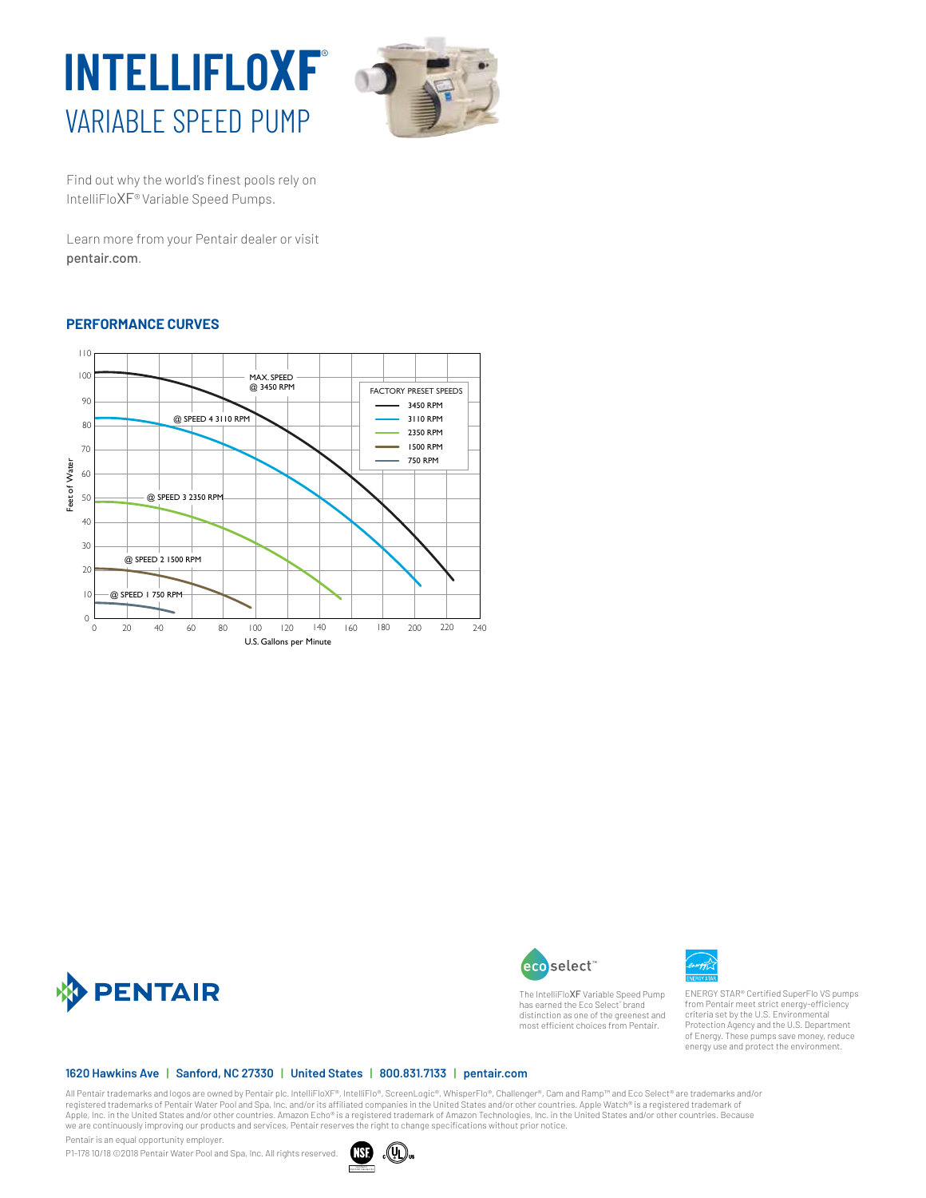# INTELLIFLOXF®

## VARIABLE SPEED PUMP

Find out why the world's finest pools rely on IntelliFloXF® Variable Speed Pumps.

Learn more from your Pentair dealer or visit **pentair.com**.

### PERFORMANCE CURVES

Feet of Water

110
100
90
80
70
60
50
40
30
20
10
0

0 20 40 60 80 100 120 140 160 180 200 220 240

U.S. Gallons per Minute

MAX. SPEED @ 3450 RPM

@ SPEED 4 3110 RPM

@ SPEED 3 2350 RPM

@ SPEED 2 1500 RPM

@ SPEED 1 750 RPM

FACTORY PRESET SPEEDS

3450 RPM

3110 RPM

2350 RPM

1500 RPM

750 RPM

PENTAIR

ecoselect™

The IntelliFloXF Variable Speed Pump has earned the Eco Select® brand distinction as one of the greenest and most efficient choices from Pentair.

ENERGY STAR® Certified SuperFlo VS pumps from Pentair meet strict energy-efficiency criteria set by the U.S. Environmental Protection Agency and the U.S. Department of Energy. These pumps save money, reduce energy use and protect the environment.

**1620 Hawkins Ave | Sanford, NC 27330 | United States | 800.831.7133 | pentair.com**

All Pentair trademarks and logos are owned by Pentair plc. IntelliFloXF®, IntelliFlo®, ScreenLogic®, WhisperFlo®, Challenger®, Cam and Ramp™ and Eco Select® are trademarks and/or registered trademarks of Pentair Water Pool and Spa, Inc. and/or its affiliated companies in the United States and/or other countries. Apple Watch® is a registered trademark of Apple, Inc. in the United States and/or other countries. Amazon Echo® is a registered trademark of Amazon Technologies, Inc. in the United States and/or other countries. Because we are continuously improving our products and services, Pentair reserves the right to change specifications without prior notice.

Pentair is an equal opportunity employer.

P1-178 10/18 ©2018 Pentair Water Pool and Spa, Inc. All rights reserved.